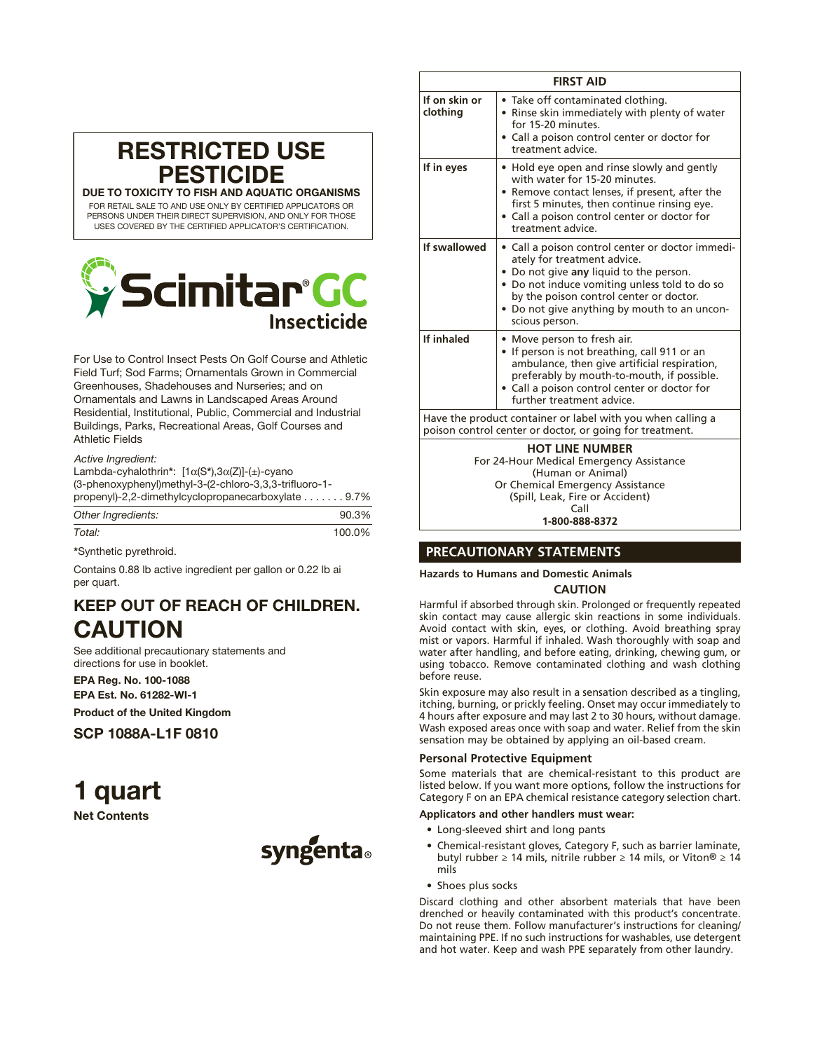# RESTRICTED USE PESTICIDE

**DUE TO TOXICITY TO FISH AND AQUATIC ORGANISMS**

FOR RETAIL SALE TO AND USE ONLY BY CERTIFIED APPLICATORS OR PERSONS UNDER THEIR DIRECT SUPERVISION, AND ONLY FOR THOSE USES COVERED BY THE CERTIFIED APPLICATOR'S CERTIFICATION.

# Scimitar® GC Insecticide

For Use to Control Insect Pests On Golf Course and Athletic Field Turf; Sod Farms; Ornamentals Grown in Commercial Greenhouses, Shadehouses and Nurseries; and on Ornamentals and Lawns in Landscaped Areas Around Residential, Institutional, Public, Commercial and Industrial Buildings, Parks, Recreational Areas, Golf Courses and Athletic Fields

| *Active Ingredient:* | |
|---|---|
| Lambda-cyhalothrin*: [1α(S*),3α(Z)]-(±)-cyano (3-phenoxyphenyl)methyl-3-(2-chloro-3,3,3-trifluoro-1-propenyl)-2,2-dimethylcyclopropanecarboxylate | 9.7% |
| *Other Ingredients:* | 90.3% |
| *Total:* | 100.0% |

*Synthetic pyrethroid.

Contains 0.88 lb active ingredient per gallon or 0.22 lb ai per quart.

## KEEP OUT OF REACH OF CHILDREN.

# CAUTION

See additional precautionary statements and directions for use in booklet.

**EPA Reg. No. 100-1088**
**EPA Est. No. 61282-WI-1**

**Product of the United Kingdom**

**SCP 1088A-L1F 0810**

# 1 quart

**Net Contents**

syngenta®

| FIRST AID | |
|---|---|
| **If on skin or clothing** | • Take off contaminated clothing.<br>• Rinse skin immediately with plenty of water for 15-20 minutes.<br>• Call a poison control center or doctor for treatment advice. |
| **If in eyes** | • Hold eye open and rinse slowly and gently with water for 15-20 minutes.<br>• Remove contact lenses, if present, after the first 5 minutes, then continue rinsing eye.<br>• Call a poison control center or doctor for treatment advice. |
| **If swallowed** | • Call a poison control center or doctor immediately for treatment advice.<br>• Do not give **any** liquid to the person.<br>• Do not induce vomiting unless told to do so by the poison control center or doctor.<br>• Do not give anything by mouth to an unconscious person. |
| **If inhaled** | • Move person to fresh air.<br>• If person is not breathing, call 911 or an ambulance, then give artificial respiration, preferably by mouth-to-mouth, if possible.<br>• Call a poison control center or doctor for further treatment advice. |
| Have the product container or label with you when calling a poison control center or doctor, or going for treatment. | |

**HOT LINE NUMBER**
For 24-Hour Medical Emergency Assistance
(Human or Animal)
Or Chemical Emergency Assistance
(Spill, Leak, Fire or Accident)
Call
**1-800-888-8372**

## PRECAUTIONARY STATEMENTS

**Hazards to Humans and Domestic Animals**

**CAUTION**

Harmful if absorbed through skin. Prolonged or frequently repeated skin contact may cause allergic skin reactions in some individuals. Avoid contact with skin, eyes, or clothing. Avoid breathing spray mist or vapors. Harmful if inhaled. Wash thoroughly with soap and water after handling, and before eating, drinking, chewing gum, or using tobacco. Remove contaminated clothing and wash clothing before reuse.

Skin exposure may also result in a sensation described as a tingling, itching, burning, or prickly feeling. Onset may occur immediately to 4 hours after exposure and may last 2 to 30 hours, without damage. Wash exposed areas once with soap and water. Relief from the skin sensation may be obtained by applying an oil-based cream.

### Personal Protective Equipment

Some materials that are chemical-resistant to this product are listed below. If you want more options, follow the instructions for Category F on an EPA chemical resistance category selection chart.

**Applicators and other handlers must wear:**

- Long-sleeved shirt and long pants
- Chemical-resistant gloves, Category F, such as barrier laminate, butyl rubber ≥ 14 mils, nitrile rubber ≥ 14 mils, or Viton® ≥ 14 mils
- Shoes plus socks

Discard clothing and other absorbent materials that have been drenched or heavily contaminated with this product's concentrate. Do not reuse them. Follow manufacturer's instructions for cleaning/maintaining PPE. If no such instructions for washables, use detergent and hot water. Keep and wash PPE separately from other laundry.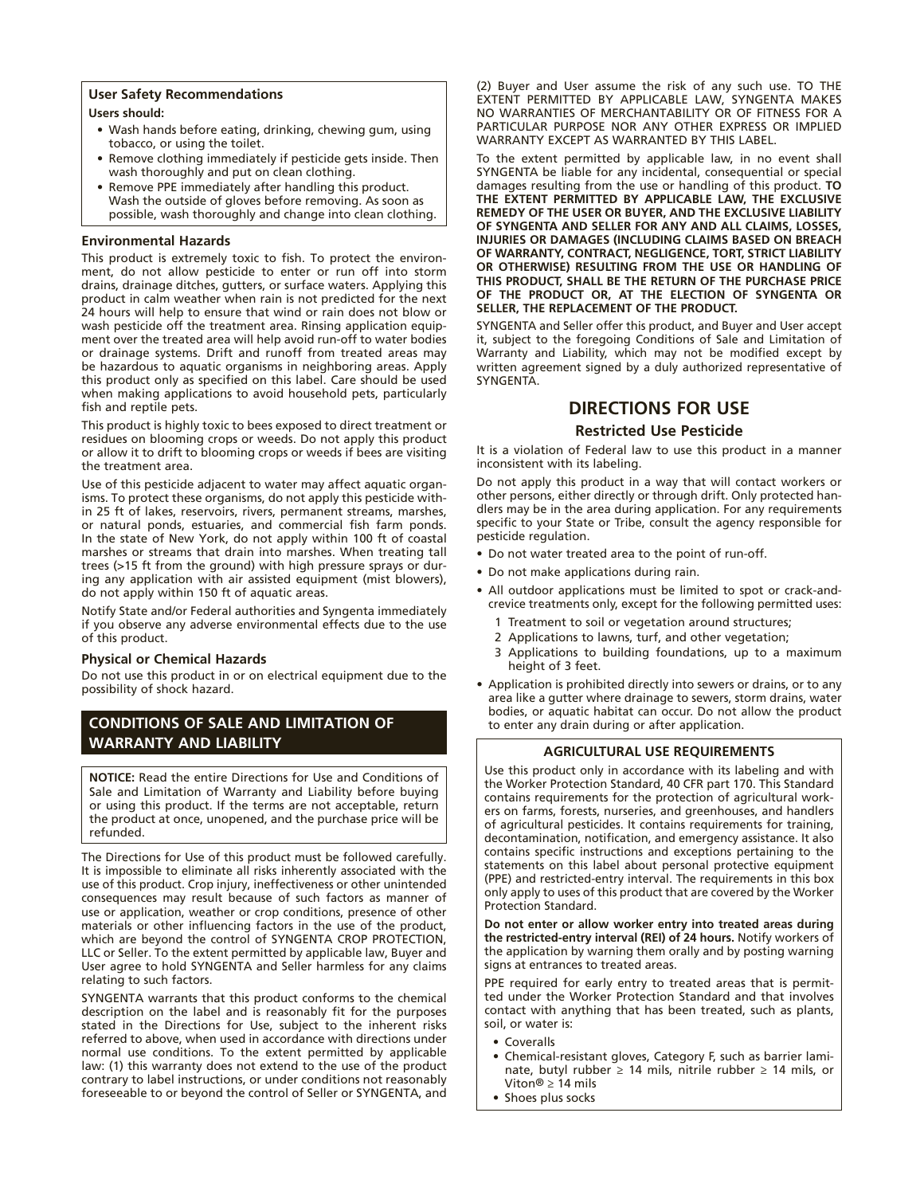### User Safety Recommendations

**Users should:**

- Wash hands before eating, drinking, chewing gum, using tobacco, or using the toilet.
- Remove clothing immediately if pesticide gets inside. Then wash thoroughly and put on clean clothing.
- Remove PPE immediately after handling this product. Wash the outside of gloves before removing. As soon as possible, wash thoroughly and change into clean clothing.

### Environmental Hazards

This product is extremely toxic to fish. To protect the environment, do not allow pesticide to enter or run off into storm drains, drainage ditches, gutters, or surface waters. Applying this product in calm weather when rain is not predicted for the next 24 hours will help to ensure that wind or rain does not blow or wash pesticide off the treatment area. Rinsing application equipment over the treated area will help avoid run-off to water bodies or drainage systems. Drift and runoff from treated areas may be hazardous to aquatic organisms in neighboring areas. Apply this product only as specified on this label. Care should be used when making applications to avoid household pets, particularly fish and reptile pets.

This product is highly toxic to bees exposed to direct treatment or residues on blooming crops or weeds. Do not apply this product or allow it to drift to blooming crops or weeds if bees are visiting the treatment area.

Use of this pesticide adjacent to water may affect aquatic organisms. To protect these organisms, do not apply this pesticide within 25 ft of lakes, reservoirs, rivers, permanent streams, marshes, or natural ponds, estuaries, and commercial fish farm ponds. In the state of New York, do not apply within 100 ft of coastal marshes or streams that drain into marshes. When treating tall trees (>15 ft from the ground) with high pressure sprays or during any application with air assisted equipment (mist blowers), do not apply within 150 ft of aquatic areas.

Notify State and/or Federal authorities and Syngenta immediately if you observe any adverse environmental effects due to the use of this product.

### Physical or Chemical Hazards

Do not use this product in or on electrical equipment due to the possibility of shock hazard.

## CONDITIONS OF SALE AND LIMITATION OF WARRANTY AND LIABILITY

**NOTICE:** Read the entire Directions for Use and Conditions of Sale and Limitation of Warranty and Liability before buying or using this product. If the terms are not acceptable, return the product at once, unopened, and the purchase price will be refunded.

The Directions for Use of this product must be followed carefully. It is impossible to eliminate all risks inherently associated with the use of this product. Crop injury, ineffectiveness or other unintended consequences may result because of such factors as manner of use or application, weather or crop conditions, presence of other materials or other influencing factors in the use of the product, which are beyond the control of SYNGENTA CROP PROTECTION, LLC or Seller. To the extent permitted by applicable law, Buyer and User agree to hold SYNGENTA and Seller harmless for any claims relating to such factors.

SYNGENTA warrants that this product conforms to the chemical description on the label and is reasonably fit for the purposes stated in the Directions for Use, subject to the inherent risks referred to above, when used in accordance with directions under normal use conditions. To the extent permitted by applicable law: (1) this warranty does not extend to the use of the product contrary to label instructions, or under conditions not reasonably foreseeable to or beyond the control of Seller or SYNGENTA, and (2) Buyer and User assume the risk of any such use. TO THE EXTENT PERMITTED BY APPLICABLE LAW, SYNGENTA MAKES NO WARRANTIES OF MERCHANTABILITY OR OF FITNESS FOR A PARTICULAR PURPOSE NOR ANY OTHER EXPRESS OR IMPLIED WARRANTY EXCEPT AS WARRANTED BY THIS LABEL.

To the extent permitted by applicable law, in no event shall SYNGENTA be liable for any incidental, consequential or special damages resulting from the use or handling of this product. **TO THE EXTENT PERMITTED BY APPLICABLE LAW, THE EXCLUSIVE REMEDY OF THE USER OR BUYER, AND THE EXCLUSIVE LIABILITY OF SYNGENTA AND SELLER FOR ANY AND ALL CLAIMS, LOSSES, INJURIES OR DAMAGES (INCLUDING CLAIMS BASED ON BREACH OF WARRANTY, CONTRACT, NEGLIGENCE, TORT, STRICT LIABILITY OR OTHERWISE) RESULTING FROM THE USE OR HANDLING OF THIS PRODUCT, SHALL BE THE RETURN OF THE PURCHASE PRICE OF THE PRODUCT OR, AT THE ELECTION OF SYNGENTA OR SELLER, THE REPLACEMENT OF THE PRODUCT.**

SYNGENTA and Seller offer this product, and Buyer and User accept it, subject to the foregoing Conditions of Sale and Limitation of Warranty and Liability, which may not be modified except by written agreement signed by a duly authorized representative of SYNGENTA.

## DIRECTIONS FOR USE

### Restricted Use Pesticide

It is a violation of Federal law to use this product in a manner inconsistent with its labeling.

Do not apply this product in a way that will contact workers or other persons, either directly or through drift. Only protected handlers may be in the area during application. For any requirements specific to your State or Tribe, consult the agency responsible for pesticide regulation.

- Do not water treated area to the point of run-off.
- Do not make applications during rain.
- All outdoor applications must be limited to spot or crack-and-crevice treatments only, except for the following permitted uses:
  1. Treatment to soil or vegetation around structures;
  2. Applications to lawns, turf, and other vegetation;
  3. Applications to building foundations, up to a maximum height of 3 feet.
- Application is prohibited directly into sewers or drains, or to any area like a gutter where drainage to sewers, storm drains, water bodies, or aquatic habitat can occur. Do not allow the product to enter any drain during or after application.

#### AGRICULTURAL USE REQUIREMENTS

Use this product only in accordance with its labeling and with the Worker Protection Standard, 40 CFR part 170. This Standard contains requirements for the protection of agricultural workers on farms, forests, nurseries, and greenhouses, and handlers of agricultural pesticides. It contains requirements for training, decontamination, notification, and emergency assistance. It also contains specific instructions and exceptions pertaining to the statements on this label about personal protective equipment (PPE) and restricted-entry interval. The requirements in this box only apply to uses of this product that are covered by the Worker Protection Standard.

**Do not enter or allow worker entry into treated areas during the restricted-entry interval (REI) of 24 hours.** Notify workers of the application by warning them orally and by posting warning signs at entrances to treated areas.

PPE required for early entry to treated areas that is permitted under the Worker Protection Standard and that involves contact with anything that has been treated, such as plants, soil, or water is:

- Coveralls
- Chemical-resistant gloves, Category F, such as barrier laminate, butyl rubber ≥ 14 mils, nitrile rubber ≥ 14 mils, or Viton® ≥ 14 mils
- Shoes plus socks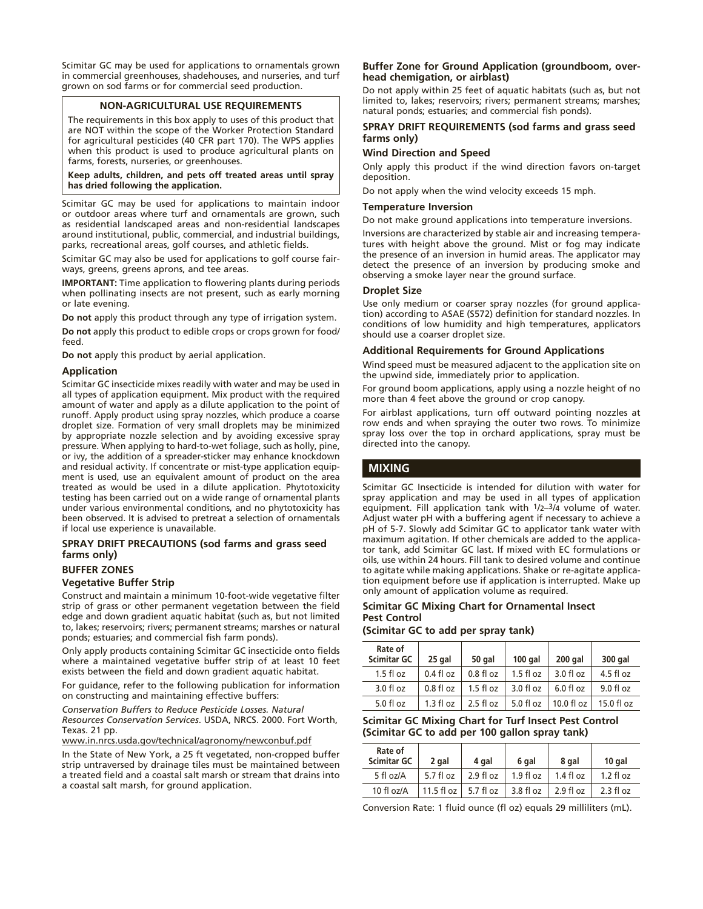Scimitar GC may be used for applications to ornamentals grown in commercial greenhouses, shadehouses, and nurseries, and turf grown on sod farms or for commercial seed production.

**NON-AGRICULTURAL USE REQUIREMENTS**

The requirements in this box apply to uses of this product that are NOT within the scope of the Worker Protection Standard for agricultural pesticides (40 CFR part 170). The WPS applies when this product is used to produce agricultural plants on farms, forests, nurseries, or greenhouses.

**Keep adults, children, and pets off treated areas until spray has dried following the application.**

Scimitar GC may be used for applications to maintain indoor or outdoor areas where turf and ornamentals are grown, such as residential landscaped areas and non-residential landscapes around institutional, public, commercial, and industrial buildings, parks, recreational areas, golf courses, and athletic fields.

Scimitar GC may also be used for applications to golf course fairways, greens, greens aprons, and tee areas.

**IMPORTANT:** Time application to flowering plants during periods when pollinating insects are not present, such as early morning or late evening.

**Do not** apply this product through any type of irrigation system.

**Do not** apply this product to edible crops or crops grown for food/feed.

**Do not** apply this product by aerial application.

### Application

Scimitar GC insecticide mixes readily with water and may be used in all types of application equipment. Mix product with the required amount of water and apply as a dilute application to the point of runoff. Apply product using spray nozzles, which produce a coarse droplet size. Formation of very small droplets may be minimized by appropriate nozzle selection and by avoiding excessive spray pressure. When applying to hard-to-wet foliage, such as holly, pine, or ivy, the addition of a spreader-sticker may enhance knockdown and residual activity. If concentrate or mist-type application equipment is used, use an equivalent amount of product on the area treated as would be used in a dilute application. Phytotoxicity testing has been carried out on a wide range of ornamental plants under various environmental conditions, and no phytotoxicity has been observed. It is advised to pretreat a selection of ornamentals if local use experience is unavailable.

### SPRAY DRIFT PRECAUTIONS (sod farms and grass seed farms only)

### BUFFER ZONES

### Vegetative Buffer Strip

Construct and maintain a minimum 10-foot-wide vegetative filter strip of grass or other permanent vegetation between the field edge and down gradient aquatic habitat (such as, but not limited to, lakes; reservoirs; rivers; permanent streams; marshes or natural ponds; estuaries; and commercial fish farm ponds).

Only apply products containing Scimitar GC insecticide onto fields where a maintained vegetative buffer strip of at least 10 feet exists between the field and down gradient aquatic habitat.

For guidance, refer to the following publication for information on constructing and maintaining effective buffers:

*Conservation Buffers to Reduce Pesticide Losses. Natural Resources Conservation Services*. USDA, NRCS. 2000. Fort Worth, Texas. 21 pp.

www.in.nrcs.usda.gov/technical/agronomy/newconbuf.pdf

In the State of New York, a 25 ft vegetated, non-cropped buffer strip untraversed by drainage tiles must be maintained between a treated field and a coastal salt marsh or stream that drains into a coastal salt marsh, for ground application.

### Buffer Zone for Ground Application (groundboom, overhead chemigation, or airblast)

Do not apply within 25 feet of aquatic habitats (such as, but not limited to, lakes; reservoirs; rivers; permanent streams; marshes; natural ponds; estuaries; and commercial fish ponds).

### SPRAY DRIFT REQUIREMENTS (sod farms and grass seed farms only)

### Wind Direction and Speed

Only apply this product if the wind direction favors on-target deposition.

Do not apply when the wind velocity exceeds 15 mph.

### Temperature Inversion

Do not make ground applications into temperature inversions.

Inversions are characterized by stable air and increasing temperatures with height above the ground. Mist or fog may indicate the presence of an inversion in humid areas. The applicator may detect the presence of an inversion by producing smoke and observing a smoke layer near the ground surface.

### Droplet Size

Use only medium or coarser spray nozzles (for ground application) according to ASAE (S572) definition for standard nozzles. In conditions of low humidity and high temperatures, applicators should use a coarser droplet size.

### Additional Requirements for Ground Applications

Wind speed must be measured adjacent to the application site on the upwind side, immediately prior to application.

For ground boom applications, apply using a nozzle height of no more than 4 feet above the ground or crop canopy.

For airblast applications, turn off outward pointing nozzles at row ends and when spraying the outer two rows. To minimize spray loss over the top in orchard applications, spray must be directed into the canopy.

## MIXING

Scimitar GC Insecticide is intended for dilution with water for spray application and may be used in all types of application equipment. Fill application tank with 1/2–3/4 volume of water. Adjust water pH with a buffering agent if necessary to achieve a pH of 5-7. Slowly add Scimitar GC to applicator tank water with maximum agitation. If other chemicals are added to the applicator tank, add Scimitar GC last. If mixed with EC formulations or oils, use within 24 hours. Fill tank to desired volume and continue to agitate while making applications. Shake or re-agitate application equipment before use if application is interrupted. Make up only amount of application volume as required.

### Scimitar GC Mixing Chart for Ornamental Insect Pest Control
### (Scimitar GC to add per spray tank)

| Rate of Scimitar GC | 25 gal | 50 gal | 100 gal | 200 gal | 300 gal |
|---|---|---|---|---|---|
| 1.5 fl oz | 0.4 fl oz | 0.8 fl oz | 1.5 fl oz | 3.0 fl oz | 4.5 fl oz |
| 3.0 fl oz | 0.8 fl oz | 1.5 fl oz | 3.0 fl oz | 6.0 fl oz | 9.0 fl oz |
| 5.0 fl oz | 1.3 fl oz | 2.5 fl oz | 5.0 fl oz | 10.0 fl oz | 15.0 fl oz |

### Scimitar GC Mixing Chart for Turf Insect Pest Control (Scimitar GC to add per 100 gallon spray tank)

| Rate of Scimitar GC | 2 gal | 4 gal | 6 gal | 8 gal | 10 gal |
|---|---|---|---|---|---|
| 5 fl oz/A | 5.7 fl oz | 2.9 fl oz | 1.9 fl oz | 1.4 fl oz | 1.2 fl oz |
| 10 fl oz/A | 11.5 fl oz | 5.7 fl oz | 3.8 fl oz | 2.9 fl oz | 2.3 fl oz |

Conversion Rate: 1 fluid ounce (fl oz) equals 29 milliliters (mL).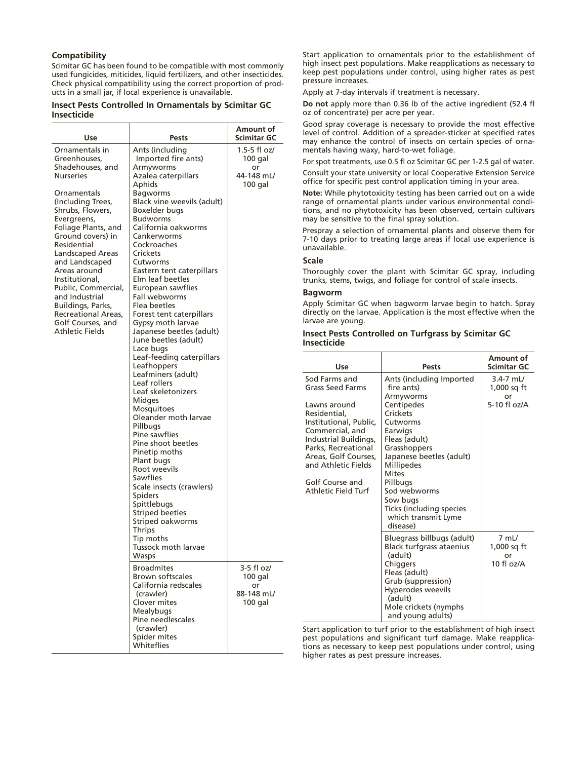### Compatibility

Scimitar GC has been found to be compatible with most commonly used fungicides, miticides, liquid fertilizers, and other insecticides. Check physical compatibility using the correct proportion of products in a small jar, if local experience is unavailable.

### Insect Pests Controlled In Ornamentals by Scimitar GC Insecticide

| Use | Pests | Amount of Scimitar GC |
|---|---|---|
| Ornamentals in Greenhouses, Shadehouses, and Nurseries<br><br>Ornamentals (Including Trees, Shrubs, Flowers, Evergreens, Foliage Plants, and Ground covers) in Residential Landscaped Areas and Landscaped Areas around Institutional, Public, Commercial, and Industrial Buildings, Parks, Recreational Areas, Golf Courses, and Athletic Fields | Ants (including Imported fire ants)<br>Armyworms<br>Azalea caterpillars<br>Aphids<br>Bagworms<br>Black vine weevils (adult)<br>Boxelder bugs<br>Budworms<br>California oakworms<br>Cankerworms<br>Cockroaches<br>Crickets<br>Cutworms<br>Eastern tent caterpillars<br>Elm leaf beetles<br>European sawflies<br>Fall webworms<br>Flea beetles<br>Forest tent caterpillars<br>Gypsy moth larvae<br>Japanese beetles (adult)<br>June beetles (adult)<br>Lace bugs<br>Leaf-feeding caterpillars<br>Leafhoppers<br>Leafminers (adult)<br>Leaf rollers<br>Leaf skeletonizers<br>Midges<br>Mosquitoes<br>Oleander moth larvae<br>Pillbugs<br>Pine sawflies<br>Pine shoot beetles<br>Pinetip moths<br>Plant bugs<br>Root weevils<br>Sawflies<br>Scale insects (crawlers)<br>Spiders<br>Spittlebugs<br>Striped beetles<br>Striped oakworms<br>Thrips<br>Tip moths<br>Tussock moth larvae<br>Wasps | 1.5-5 fl oz/ 100 gal<br>or<br>44-148 mL/ 100 gal |
| | Broadmites<br>Brown softscales<br>California redscales (crawler)<br>Clover mites<br>Mealybugs<br>Pine needlescales (crawler)<br>Spider mites<br>Whiteflies | 3-5 fl oz/ 100 gal<br>or<br>88-148 mL/ 100 gal |

Start application to ornamentals prior to the establishment of high insect pest populations. Make reapplications as necessary to keep pest populations under control, using higher rates as pest pressure increases.

Apply at 7-day intervals if treatment is necessary.

**Do not** apply more than 0.36 lb of the active ingredient (52.4 fl oz of concentrate) per acre per year.

Good spray coverage is necessary to provide the most effective level of control. Addition of a spreader-sticker at specified rates may enhance the control of insects on certain species of ornamentals having waxy, hard-to-wet foliage.

For spot treatments, use 0.5 fl oz Scimitar GC per 1-2.5 gal of water.

Consult your state university or local Cooperative Extension Service office for specific pest control application timing in your area.

**Note:** While phytotoxicity testing has been carried out on a wide range of ornamental plants under various environmental conditions, and no phytotoxicity has been observed, certain cultivars may be sensitive to the final spray solution.

Prespray a selection of ornamental plants and observe them for 7-10 days prior to treating large areas if local use experience is unavailable.

### Scale

Thoroughly cover the plant with Scimitar GC spray, including trunks, stems, twigs, and foliage for control of scale insects.

### Bagworm

Apply Scimitar GC when bagworm larvae begin to hatch. Spray directly on the larvae. Application is the most effective when the larvae are young.

### Insect Pests Controlled on Turfgrass by Scimitar GC Insecticide

| Use | Pests | Amount of Scimitar GC |
|---|---|---|
| Sod Farms and Grass Seed Farms<br><br>Lawns around Residential, Institutional, Public, Commercial, and Industrial Buildings, Parks, Recreational Areas, Golf Courses, and Athletic Fields<br><br>Golf Course and Athletic Field Turf | Ants (including Imported fire ants)<br>Armyworms<br>Centipedes<br>Crickets<br>Cutworms<br>Earwigs<br>Fleas (adult)<br>Grasshoppers<br>Japanese beetles (adult)<br>Millipedes<br>Mites<br>Pillbugs<br>Sod webworms<br>Sow bugs<br>Ticks (including species which transmit Lyme disease) | 3.4-7 mL/ 1,000 sq ft<br>or<br>5-10 fl oz/A |
| | Bluegrass billbugs (adult)<br>Black turfgrass ataenius (adult)<br>Chiggers<br>Fleas (adult)<br>Grub (suppression)<br>Hyperodes weevils (adult)<br>Mole crickets (nymphs and young adults) | 7 mL/ 1,000 sq ft<br>or<br>10 fl oz/A |

Start application to turf prior to the establishment of high insect pest populations and significant turf damage. Make reapplications as necessary to keep pest populations under control, using higher rates as pest pressure increases.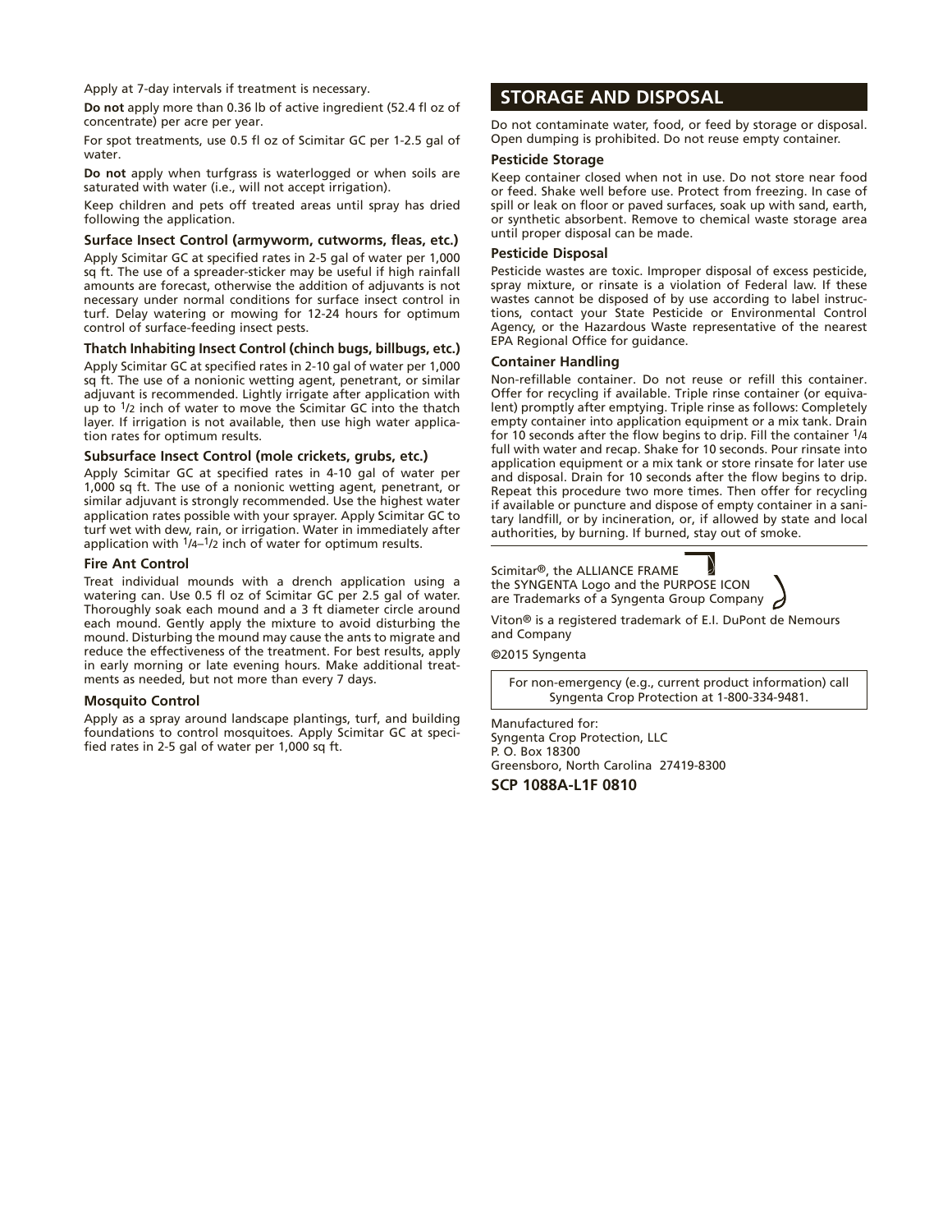Apply at 7-day intervals if treatment is necessary.

**Do not** apply more than 0.36 lb of active ingredient (52.4 fl oz of concentrate) per acre per year.

For spot treatments, use 0.5 fl oz of Scimitar GC per 1-2.5 gal of water.

**Do not** apply when turfgrass is waterlogged or when soils are saturated with water (i.e., will not accept irrigation).

Keep children and pets off treated areas until spray has dried following the application.

### Surface Insect Control (armyworm, cutworms, fleas, etc.)

Apply Scimitar GC at specified rates in 2-5 gal of water per 1,000 sq ft. The use of a spreader-sticker may be useful if high rainfall amounts are forecast, otherwise the addition of adjuvants is not necessary under normal conditions for surface insect control in turf. Delay watering or mowing for 12-24 hours for optimum control of surface-feeding insect pests.

### Thatch Inhabiting Insect Control (chinch bugs, billbugs, etc.)

Apply Scimitar GC at specified rates in 2-10 gal of water per 1,000 sq ft. The use of a nonionic wetting agent, penetrant, or similar adjuvant is recommended. Lightly irrigate after application with up to 1/2 inch of water to move the Scimitar GC into the thatch layer. If irrigation is not available, then use high water application rates for optimum results.

### Subsurface Insect Control (mole crickets, grubs, etc.)

Apply Scimitar GC at specified rates in 4-10 gal of water per 1,000 sq ft. The use of a nonionic wetting agent, penetrant, or similar adjuvant is strongly recommended. Use the highest water application rates possible with your sprayer. Apply Scimitar GC to turf wet with dew, rain, or irrigation. Water in immediately after application with 1/4–1/2 inch of water for optimum results.

### Fire Ant Control

Treat individual mounds with a drench application using a watering can. Use 0.5 fl oz of Scimitar GC per 2.5 gal of water. Thoroughly soak each mound and a 3 ft diameter circle around each mound. Gently apply the mixture to avoid disturbing the mound. Disturbing the mound may cause the ants to migrate and reduce the effectiveness of the treatment. For best results, apply in early morning or late evening hours. Make additional treatments as needed, but not more than every 7 days.

### Mosquito Control

Apply as a spray around landscape plantings, turf, and building foundations to control mosquitoes. Apply Scimitar GC at specified rates in 2-5 gal of water per 1,000 sq ft.

## STORAGE AND DISPOSAL

Do not contaminate water, food, or feed by storage or disposal. Open dumping is prohibited. Do not reuse empty container.

### Pesticide Storage

Keep container closed when not in use. Do not store near food or feed. Shake well before use. Protect from freezing. In case of spill or leak on floor or paved surfaces, soak up with sand, earth, or synthetic absorbent. Remove to chemical waste storage area until proper disposal can be made.

### Pesticide Disposal

Pesticide wastes are toxic. Improper disposal of excess pesticide, spray mixture, or rinsate is a violation of Federal law. If these wastes cannot be disposed of by use according to label instructions, contact your State Pesticide or Environmental Control Agency, or the Hazardous Waste representative of the nearest EPA Regional Office for guidance.

### Container Handling

Non-refillable container. Do not reuse or refill this container. Offer for recycling if available. Triple rinse container (or equivalent) promptly after emptying. Triple rinse as follows: Completely empty container into application equipment or a mix tank. Drain for 10 seconds after the flow begins to drip. Fill the container 1/4 full with water and recap. Shake for 10 seconds. Pour rinsate into application equipment or a mix tank or store rinsate for later use and disposal. Drain for 10 seconds after the flow begins to drip. Repeat this procedure two more times. Then offer for recycling if available or puncture and dispose of empty container in a sanitary landfill, or by incineration, or, if allowed by state and local authorities, by burning. If burned, stay out of smoke.

---

Scimitar®, the ALLIANCE FRAME
the SYNGENTA Logo and the PURPOSE ICON
are Trademarks of a Syngenta Group Company

Viton® is a registered trademark of E.I. DuPont de Nemours and Company

©2015 Syngenta

For non-emergency (e.g., current product information) call Syngenta Crop Protection at 1-800-334-9481.

Manufactured for:
Syngenta Crop Protection, LLC
P. O. Box 18300
Greensboro, North Carolina 27419-8300

**SCP 1088A-L1F 0810**